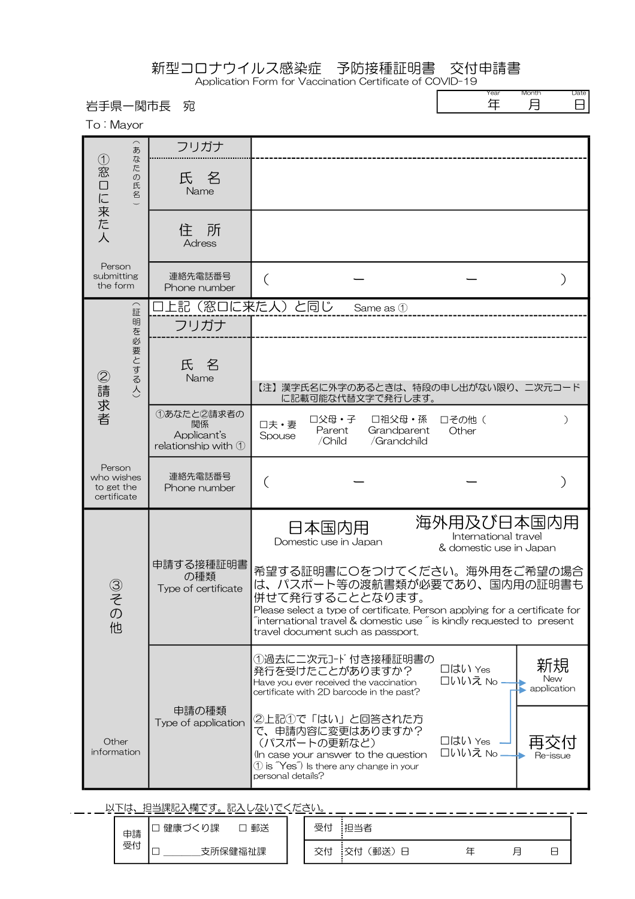# 新型コロナウイルス感染症　予防接種証明書　交付申請書

Application Form for Vaccination Certificate of COVID-19

| Year | Month | Date |
|---|---|---|
| 年 | 月 | 日 |

岩手県一関市長　宛

To : Mayor

| | | |
|---|---|---|
| ①窓口に来た人（あなたの氏名）<br>Person submitting the form | フリガナ | |
| | 氏　名<br>Name | |
| | 住　所<br>Adress | |
| | 連絡先電話番号<br>Phone number | （　　　－　　　－　　　） |
| ②請求者（証明を必要とする人）<br>Person who wishes to get the certificate | □上記（窓口に来た人）と同じ　Same as ① | |
| | フリガナ | |
| | 氏　名<br>Name | 【注】漢字氏名に外字のあるときは、特段の申し出がない限り、二次元コードに記載可能な代替文字で発行します。 |
| | ①あなたと②請求者の関係<br>Applicant's relationship with ① | □夫・妻 Spouse　□父母・子 Parent /Child　□祖父母・孫 Grandparent /Grandchild　□その他（　　　） Other |
| | 連絡先電話番号<br>Phone number | （　　　－　　　－　　　） |
| ③その他<br>Other information | 申請する接種証明書の種類<br>Type of certificate | 日本国内用 Domestic use in Japan　／　海外用及び日本国内用 International travel & domestic use in Japan<br>希望する証明書に〇をつけてください。海外用をご希望の場合は、パスポート等の渡航書類が必要であり、国内用の証明書も併せて発行することとなります。<br>Please select a type of certificate. Person applying for a certificate for "international travel & domestic use" is kindly requested to present travel document such as passport. |
| | 申請の種類<br>Type of application | ①過去に二次元コード付き接種証明書の発行を受けたことがありますか？<br>Have you ever received the vaccination certificate with 2D barcode in the past?<br>□はい Yes → ②へ　□いいえ No → 新規 New application<br>②上記①で「はい」と回答された方で、申請内容に変更はありますか？（パスポートの更新など）<br>(In case your answer to the question ① is "Yes") Is there any change in your personal details?<br>□はい Yes → 新規 New application　□いいえ No → 再交付 Re-issue |

以下は、担当課記入欄です。記入しないでください。

| 申請受付 | □ 健康づくり課　□ 郵送<br>□ ________支所保健福祉課 |
|---|---|

| 受付 | 担当者 |
|---|---|
| 交付 | 交付（郵送）日　　　年　　　月　　　日 |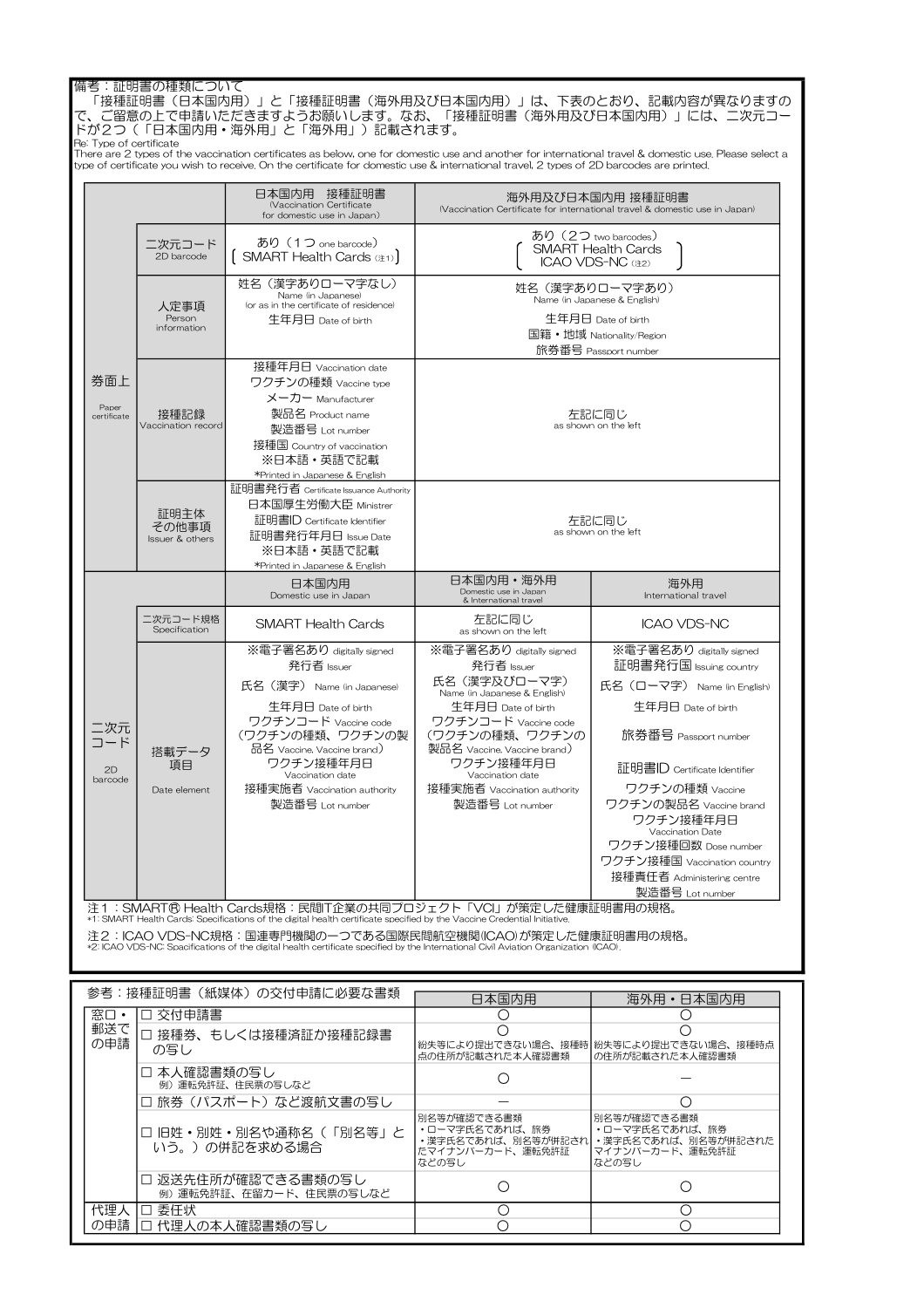備考：証明書の種類について

「接種証明書（日本国内用）」と「接種証明書（海外用及び日本国内用）」は、下表のとおり、記載内容が異なりますので、ご留意の上で申請いただきますようお願いします。なお、「接種証明書（海外用及び日本国内用）」には、二次元コードが2つ（「日本国内用・海外用」と「海外用」）記載されます。

Re: Type of certificate

There are 2 types of the vaccination certificates as below, one for domestic use and another for international travel & domestic use. Please select a type of certificate you wish to receive. On the certificate for domestic use & international travel, 2 types of 2D barcodes are printed.

| | | 日本国内用　接種証明書 (Vaccination Certificate for domestic use in Japan) | 海外用及び日本国内用 接種証明書 (Vaccination Certificate for international travel & domestic use in Japan) | |
|---|---|---|---|---|
| 券面上 Paper certificate | 二次元コード 2D barcode | あり（1つ one barcode） [ SMART Health Cards (注1) ] | あり（2つ two barcodes） [ SMART Health Cards / ICAO VDS-NC (注2) ] | |
| | 人定事項 Person information | 姓名（漢字ありローマ字なし） Name (in Japanese) (or as in the certificate of residence) 生年月日 Date of birth | 姓名（漢字ありローマ字あり） Name (in Japanese & English) 生年月日 Date of birth 国籍・地域 Nationality/Region 旅券番号 Passport number | |
| | 接種記録 Vaccination record | 接種年月日 Vaccination date ワクチンの種類 Vaccine type メーカー Manufacturer 製品名 Product name 製造番号 Lot number 接種国 Country of vaccination ※日本語・英語で記載 *Printed in Japanese & English | 左記に同じ as shown on the left | |
| | 証明主体その他事項 Issuer & others | 証明書発行者 Certificate Issuance Authority 日本国厚生労働大臣 Ministrer 証明書ID Certificate Identifier 証明書発行年月日 Issue Date ※日本語・英語で記載 *Printed in Japanese & English | 左記に同じ as shown on the left | |
| 二次元コード 2D barcode | | 日本国内用 Domestic use in Japan | 日本国内用・海外用 Domestic use in Japan & International travel | 海外用 International travel |
| | 二次元コード規格 Specification | SMART Health Cards | 左記に同じ as shown on the left | ICAO VDS-NC |
| | 搭載データ項目 Date element | ※電子署名あり digitally signed 発行者 Issuer 氏名（漢字） Name (in Japanese) 生年月日 Date of birth ワクチンコード Vaccine code （ワクチンの種類、ワクチンの製品名 Vaccine, Vaccine brand） ワクチン接種年月日 Vaccination date 接種実施者 Vaccination authority 製造番号 Lot number | ※電子署名あり digitally signed 発行者 Issuer 氏名（漢字及びローマ字） Name (in Japanese & English) 生年月日 Date of birth ワクチンコード Vaccine code （ワクチンの種類、ワクチンの製品名 Vaccine, Vaccine brand） ワクチン接種年月日 Vaccination date 接種実施者 Vaccination authority 製造番号 Lot number | ※電子署名あり digitally signed 証明書発行国 Issuing country 氏名（ローマ字） Name (in English) 生年月日 Date of birth 旅券番号 Passport number 証明書ID Certificate Identifier ワクチンの種類 Vaccine ワクチンの製品名 Vaccine brand ワクチン接種年月日 Vaccination Date ワクチン接種回数 Dose number ワクチン接種国 Vaccination country 接種責任者 Administering centre 製造番号 Lot number |

注1：SMART® Health Cards規格：民間IT企業の共同プロジェクト「VCI」が策定した健康証明書用の規格。
*1: SMART Health Cards: Specifications of the digital health certificate specified by the Vaccine Credential Initiative.

注2：ICAO VDS-NC規格：国連専門機関の一つである国際民間航空機関(ICAO)が策定した健康証明書用の規格。
*2: ICAO VDS-NC: Specifications of the digital health certificate specified by the International Civil Aviation Organization (ICAO).

| 参考：接種証明書（紙媒体）の交付申請に必要な書類 | | 日本国内用 | 海外用・日本国内用 |
|---|---|---|---|
| 窓口・郵送での申請 | □ 交付申請書 | ○ | ○ |
| | □ 接種券、もしくは接種済証か接種記録書の写し | ○ 紛失等により提出できない場合、接種時点の住所が記載された本人確認書類 | ○ 紛失等により提出できない場合、接種時点の住所が記載された本人確認書類 |
| | □ 本人確認書類の写し 例）運転免許証、住民票の写しなど | ○ | ― |
| | □ 旅券（パスポート）など渡航文書の写し | ― | ○ |
| | □ 旧姓・別姓・別名や通称名（「別名等」という。）の併記を求める場合 | 別名等が確認できる書類 ・ローマ字氏名であれば、旅券 ・漢字氏名であれば、別名等が併記されたマイナンバーカード、運転免許証などの写し | 別名等が確認できる書類 ・ローマ字氏名であれば、旅券 ・漢字氏名であれば、別名等が併記されたマイナンバーカード、運転免許証などの写し |
| | □ 返送先住所が確認できる書類の写し 例）運転免許証、在留カード、住民票の写しなど | ○ | ○ |
| 代理人の申請 | □ 委任状 | ○ | ○ |
| | □ 代理人の本人確認書類の写し | ○ | ○ |